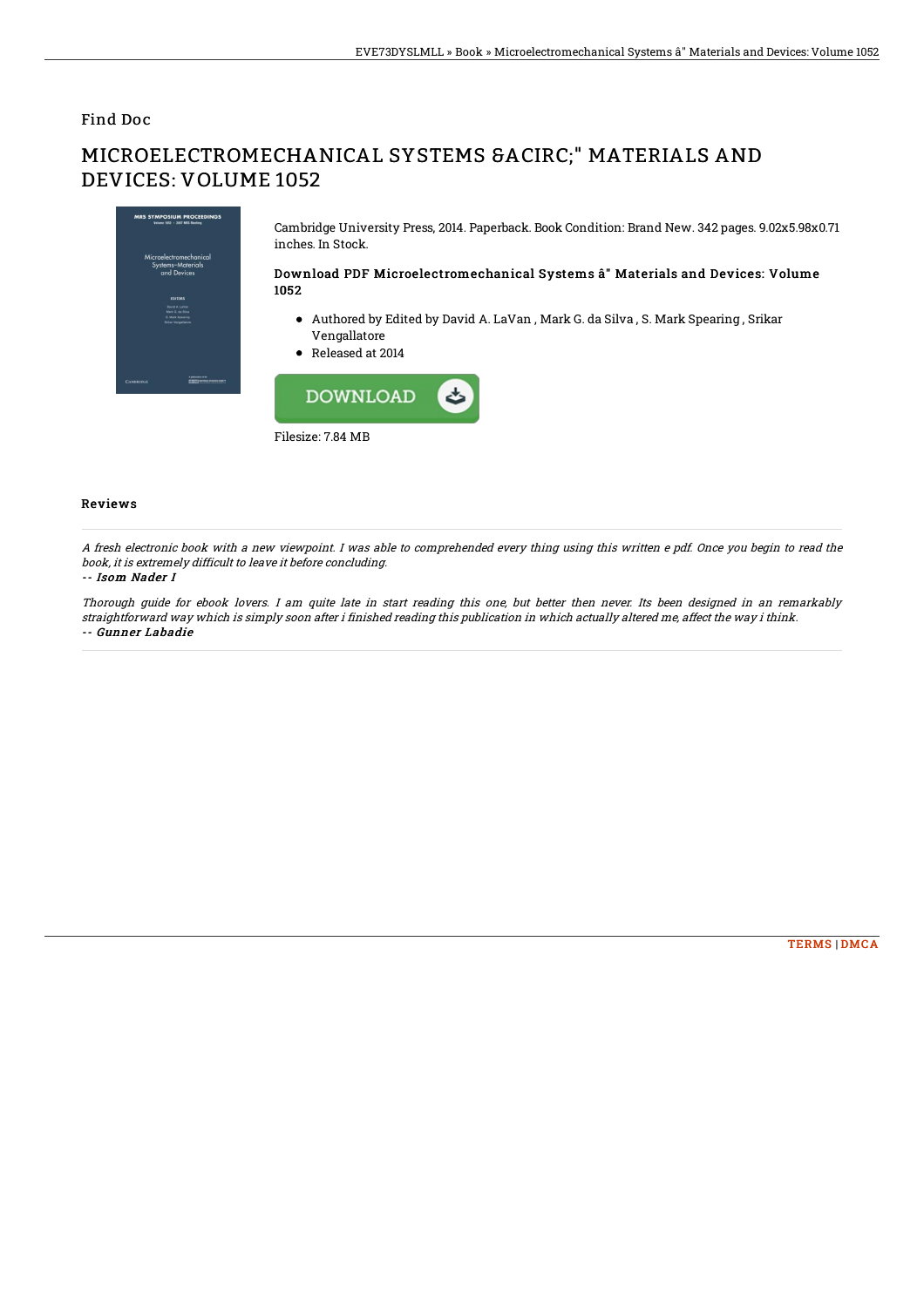Find Doc

# MICROELECTROMECHANICAL SYSTEMS &ACIRC;" MATERIALS AND DEVICES: VOLUME 1052

Cambridge University Press, 2014. Paperback. Book Condition: Brand New. 342 pages. 9.02x5.98x0.71 inches. In Stock.

### Download PDF Microelectromechanical Systems â" Materials and Devices: Volume 1052

- Authored by Edited by David A. LaVan , Mark G. da Silva , S. Mark Spearing , Srikar Vengallatore
- Released at 2014

DOWNLOAD

Filesize: 7.84 MB

## Reviews

*A fresh electronic book with a new viewpoint. I was able to comprehended every thing using this written e pdf. Once you begin to read the book, it is extremely difficult to leave it before concluding.*

*-- Isom Nader I*

*Thorough guide for ebook lovers. I am quite late in start reading this one, but better then never. Its been designed in an remarkably straightforward way which is simply soon after i finished reading this publication in which actually altered me, affect the way i think.*

*-- Gunner Labadie*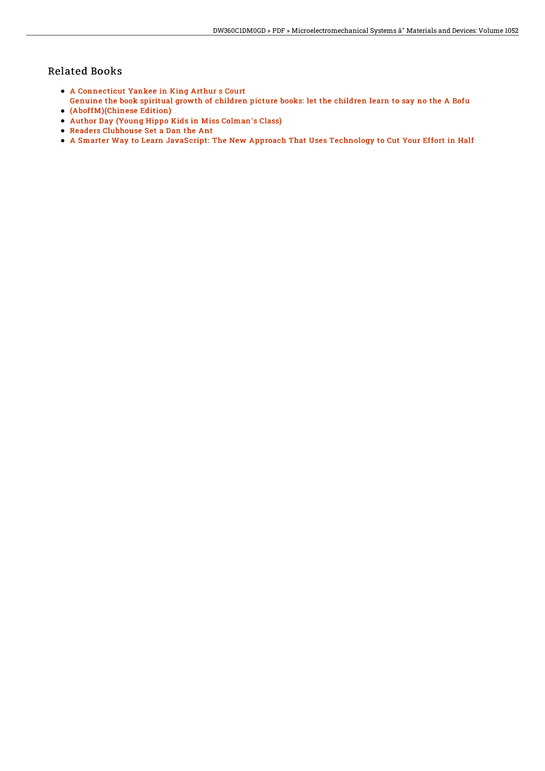## Related Books

- A Connecticut Yankee in King Arthur s Court
  Genuine the book spiritual growth of children picture books: let the children learn to say no the A Bofu
- (AboffM)(Chinese Edition)
- Author Day (Young Hippo Kids in Miss Colman's Class)
- Readers Clubhouse Set a Dan the Ant
- A Smarter Way to Learn JavaScript: The New Approach That Uses Technology to Cut Your Effort in Half